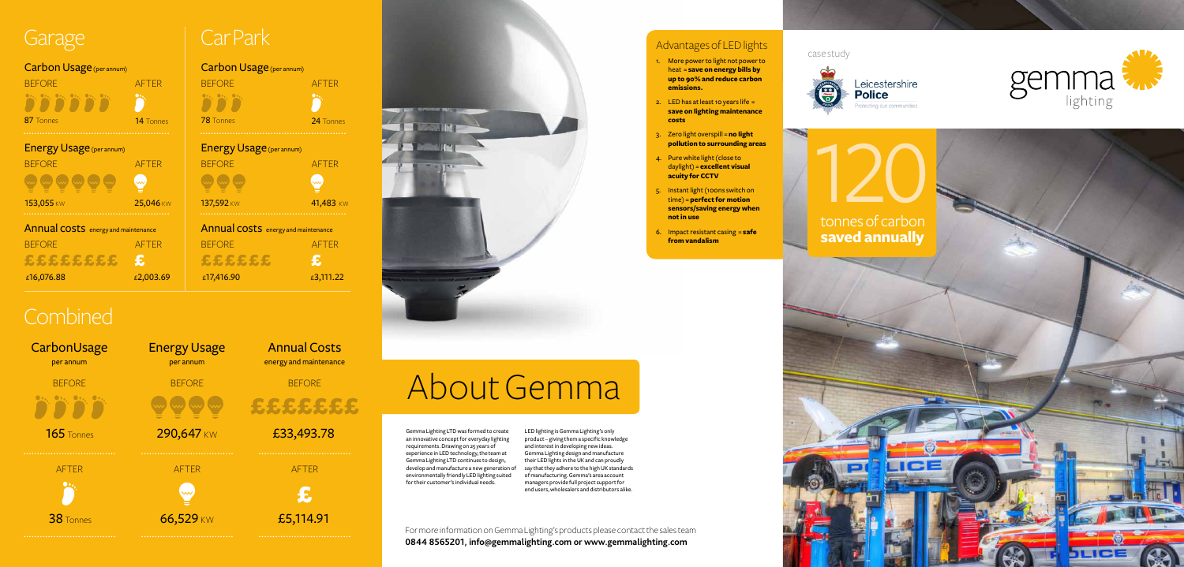## Garage

### Carbon Usage (per annum)

| BEFORE | AFTER |
| --- | --- |
| 87 Tonnes | 14 Tonnes |

### Energy Usage (per annum)

| BEFORE | AFTER |
| --- | --- |
| 153,055 KW | 25,046 KW |

### Annual costs energy and maintenance

| BEFORE | AFTER |
| --- | --- |
| £16,076.88 | £2,003.69 |

## Car Park

### Carbon Usage (per annum)

| BEFORE | AFTER |
| --- | --- |
| 78 Tonnes | 24 Tonnes |

### Energy Usage (per annum)

| BEFORE | AFTER |
| --- | --- |
| 137,592 KW | 41,483 KW |

### Annual costs energy and maintenance

| BEFORE | AFTER |
| --- | --- |
| £17,416.90 | £3,111.22 |

## Combined

| | CarbonUsage per annum | Energy Usage per annum | Annual Costs energy and maintenance |
| --- | --- | --- | --- |
| BEFORE | 165 Tonnes | 290,647 KW | £33,493.78 |
| AFTER | 38 Tonnes | 66,529 KW | £5,114.91 |

# About Gemma

Gemma Lighting LTD was formed to create an innovative concept for everyday lighting requirements. Drawing on 25 years of experience in LED technology, the team at Gemma Lighting LTD continues to design, develop and manufacture a new generation of environmentally friendly LED lighting suited for their customer's individual needs.

LED lighting is Gemma Lighting's only product – giving them a specific knowledge and interest in developing new ideas. Gemma Lighting design and manufacture their LED lights in the UK and can proudly say that they adhere to the high UK standards of manufacturing. Gemma's area account managers provide full project support for end users, wholesalers and distributors alike.

For more information on Gemma Lighting's products please contact the sales team
**0844 8565201, info@gemmalighting.com or www.gemmalighting.com**

## Advantages of LED lights

1. More power to light not power to heat = **save on energy bills by up to 90% and reduce carbon emissions.**
2. LED has at least 10 years life = **save on lighting maintenance costs**
3. Zero light overspill = **no light pollution to surrounding areas**
4. Pure white light (close to daylight) = **excellent visual acuity for CCTV**
5. Instant light (100ns switch on time) = **perfect for motion sensors/saving energy when not in use**
6. Impact resistant casing = **safe from vandalism**

case study

Leicestershire **Police**
Protecting our communities

gemma lighting

# 120

tonnes of carbon **saved annually**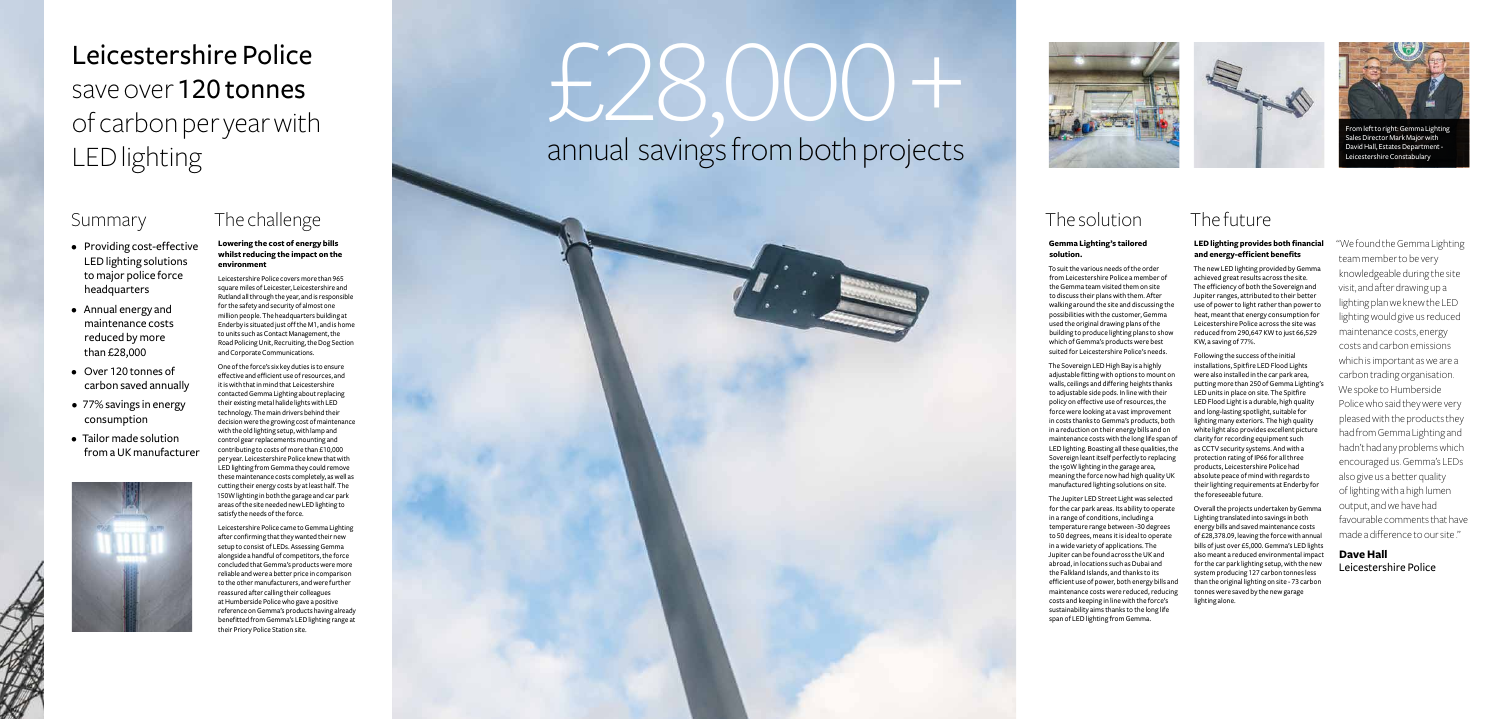# Leicestershire Police save over 120 tonnes of carbon per year with LED lighting

# £28,000+

annual savings from both projects

## Summary

- Providing cost-effective LED lighting solutions to major police force headquarters
- Annual energy and maintenance costs reduced by more than £28,000
- Over 120 tonnes of carbon saved annually
- 77% savings in energy consumption
- Tailor made solution from a UK manufacturer

## The challenge

**Lowering the cost of energy bills whilst reducing the impact on the environment**

Leicestershire Police covers more than 965 square miles of Leicester, Leicestershire and Rutland all through the year, and is responsible for the safety and security of almost one million people. The headquarters building at Enderby is situated just off the M1, and is home to units such as Contact Management, the Road Policing Unit, Recruiting, the Dog Section and Corporate Communications.

One of the force's six key duties is to ensure effective and efficient use of resources, and it is with that in mind that Leicestershire contacted Gemma Lighting about replacing their existing metal halide lights with LED technology. The main drivers behind their decision were the growing cost of maintenance with the old lighting setup, with lamp and control gear replacements mounting and contributing to costs of more than £10,000 per year. Leicestershire Police knew that with LED lighting from Gemma they could remove these maintenance costs completely, as well as cutting their energy costs by at least half. The 150W lighting in both the garage and car park areas of the site needed new LED lighting to satisfy the needs of the force.

Leicestershire Police came to Gemma Lighting after confirming that they wanted their new setup to consist of LEDs. Assessing Gemma alongside a handful of competitors, the force concluded that Gemma's products were more reliable and were a better price in comparison to the other manufacturers, and were further reassured after calling their colleagues at Humberside Police who gave a positive reference on Gemma's products having already benefitted from Gemma's LED lighting range at their Priory Police Station site.

## The solution

**Gemma Lighting's tailored solution.**

To suit the various needs of the order from Leicestershire Police a member of the Gemma team visited them on site to discuss their plans with them. After walking around the site and discussing the possibilities with the customer, Gemma used the original drawing plans of the building to produce lighting plans to show which of Gemma's products were best suited for Leicestershire Police's needs.

The Sovereign LED High Bay is a highly adjustable fitting with options to mount on walls, ceilings and differing heights thanks to adjustable side pods. In line with their policy on effective use of resources, the force were looking at a vast improvement in costs thanks to Gemma's products, both in a reduction on their energy bills and on maintenance costs with the long life span of LED lighting. Boasting all these qualities, the Sovereign leant itself perfectly to replacing the 150W lighting in the garage area, meaning the force now had high quality UK manufactured lighting solutions on site.

The Jupiter LED Street Light was selected for the car park areas. Its ability to operate in a range of conditions, including a temperature range between -30 degrees to 50 degrees, means it is ideal to operate in a wide variety of applications. The Jupiter can be found across the UK and abroad, in locations such as Dubai and the Falkland Islands, and thanks to its efficient use of power, both energy bills and maintenance costs were reduced, reducing costs and keeping in line with the force's sustainability aims thanks to the long life span of LED lighting from Gemma.

From left to right: Gemma Lighting Sales Director Mark Major with David Hall, Estates Department - Leicestershire Constabulary

## The future

**LED lighting provides both financial and energy-efficient benefits**

The new LED lighting provided by Gemma achieved great results across the site. The efficiency of both the Sovereign and Jupiter ranges, attributed to their better use of power to light rather than power to heat, meant that energy consumption for Leicestershire Police across the site was reduced from 290,647 KW to just 66,529 KW, a saving of 77%.

Following the success of the initial installations, Spitfire LED Flood Lights were also installed in the car park area, putting more than 250 of Gemma Lighting's LED units in place on site. The Spitfire LED Flood Light is a durable, high quality and long-lasting spotlight, suitable for lighting many exteriors. The high quality white light also provides excellent picture clarity for recording equipment such as CCTV security systems. And with a protection rating of IP66 for all three products, Leicestershire Police had absolute peace of mind with regards to their lighting requirements at Enderby for the foreseeable future.

Overall the projects undertaken by Gemma Lighting translated into savings in both energy bills and saved maintenance costs of £28,378.09, leaving the force with annual bills of just over £5,000. Gemma's LED lights also meant a reduced environmental impact for the car park lighting setup, with the new system producing 127 carbon tonnes less than the original lighting on site - 73 carbon tonnes were saved by the new garage lighting alone.

"We found the Gemma Lighting team member to be very knowledgeable during the site visit, and after drawing up a lighting plan we knew the LED lighting would give us reduced maintenance costs, energy costs and carbon emissions which is important as we are a carbon trading organisation. We spoke to Humberside Police who said they were very pleased with the products they had from Gemma Lighting and hadn't had any problems which encouraged us. Gemma's LEDs also give us a better quality of lighting with a high lumen output, and we have had favourable comments that have made a difference to our site."

**Dave Hall**
Leicestershire Police